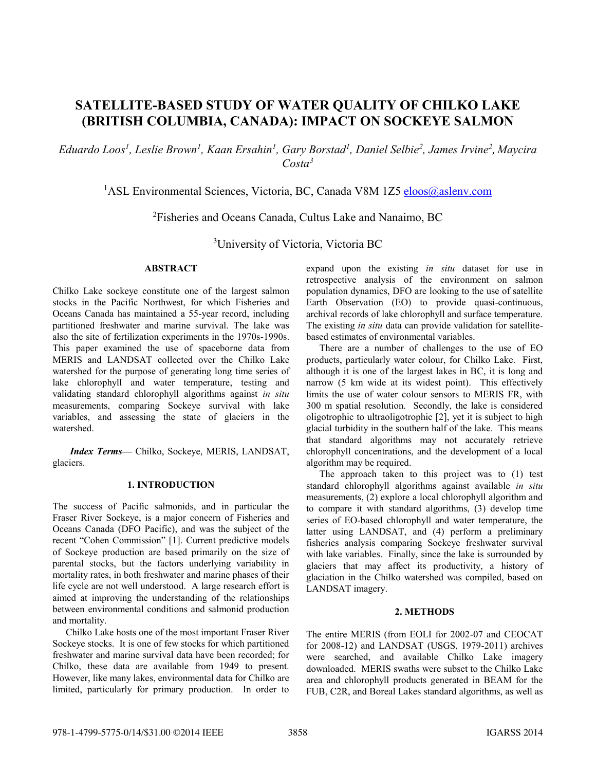# SATELLITE-BASED STUDY OF WATER QUALITY OF CHILKO LAKE (BRITISH COLUMBIA, CANADA): IMPACT ON SOCKEYE SALMON

*Eduardo Loos[1], Leslie Brown[1], Kaan Ersahin[1], Gary Borstad[1], Daniel Selbie[2], James Irvine[2], Maycira Costa[3]*

[1]ASL Environmental Sciences, Victoria, BC, Canada V8M 1Z5 eloos@aslenv.com

[2]Fisheries and Oceans Canada, Cultus Lake and Nanaimo, BC

[3]University of Victoria, Victoria BC

## ABSTRACT

Chilko Lake sockeye constitute one of the largest salmon stocks in the Pacific Northwest, for which Fisheries and Oceans Canada has maintained a 55-year record, including partitioned freshwater and marine survival. The lake was also the site of fertilization experiments in the 1970s-1990s. This paper examined the use of spaceborne data from MERIS and LANDSAT collected over the Chilko Lake watershed for the purpose of generating long time series of lake chlorophyll and water temperature, testing and validating standard chlorophyll algorithms against *in situ* measurements, comparing Sockeye survival with lake variables, and assessing the state of glaciers in the watershed.

***Index Terms*—** Chilko, Sockeye, MERIS, LANDSAT, glaciers.

## 1. INTRODUCTION

The success of Pacific salmonids, and in particular the Fraser River Sockeye, is a major concern of Fisheries and Oceans Canada (DFO Pacific), and was the subject of the recent "Cohen Commission" [1]. Current predictive models of Sockeye production are based primarily on the size of parental stocks, but the factors underlying variability in mortality rates, in both freshwater and marine phases of their life cycle are not well understood. A large research effort is aimed at improving the understanding of the relationships between environmental conditions and salmonid production and mortality.

Chilko Lake hosts one of the most important Fraser River Sockeye stocks. It is one of few stocks for which partitioned freshwater and marine survival data have been recorded; for Chilko, these data are available from 1949 to present. However, like many lakes, environmental data for Chilko are limited, particularly for primary production. In order to expand upon the existing *in situ* dataset for use in retrospective analysis of the environment on salmon population dynamics, DFO are looking to the use of satellite Earth Observation (EO) to provide quasi-continuous, archival records of lake chlorophyll and surface temperature. The existing *in situ* data can provide validation for satellite-based estimates of environmental variables.

There are a number of challenges to the use of EO products, particularly water colour, for Chilko Lake. First, although it is one of the largest lakes in BC, it is long and narrow (5 km wide at its widest point). This effectively limits the use of water colour sensors to MERIS FR, with 300 m spatial resolution. Secondly, the lake is considered oligotrophic to ultraoligotrophic [2], yet it is subject to high glacial turbidity in the southern half of the lake. This means that standard algorithms may not accurately retrieve chlorophyll concentrations, and the development of a local algorithm may be required.

The approach taken to this project was to (1) test standard chlorophyll algorithms against available *in situ* measurements, (2) explore a local chlorophyll algorithm and to compare it with standard algorithms, (3) develop time series of EO-based chlorophyll and water temperature, the latter using LANDSAT, and (4) perform a preliminary fisheries analysis comparing Sockeye freshwater survival with lake variables. Finally, since the lake is surrounded by glaciers that may affect its productivity, a history of glaciation in the Chilko watershed was compiled, based on LANDSAT imagery.

## 2. METHODS

The entire MERIS (from EOLI for 2002-07 and CEOCAT for 2008-12) and LANDSAT (USGS, 1979-2011) archives were searched, and available Chilko Lake imagery downloaded. MERIS swaths were subset to the Chilko Lake area and chlorophyll products generated in BEAM for the FUB, C2R, and Boreal Lakes standard algorithms, as well as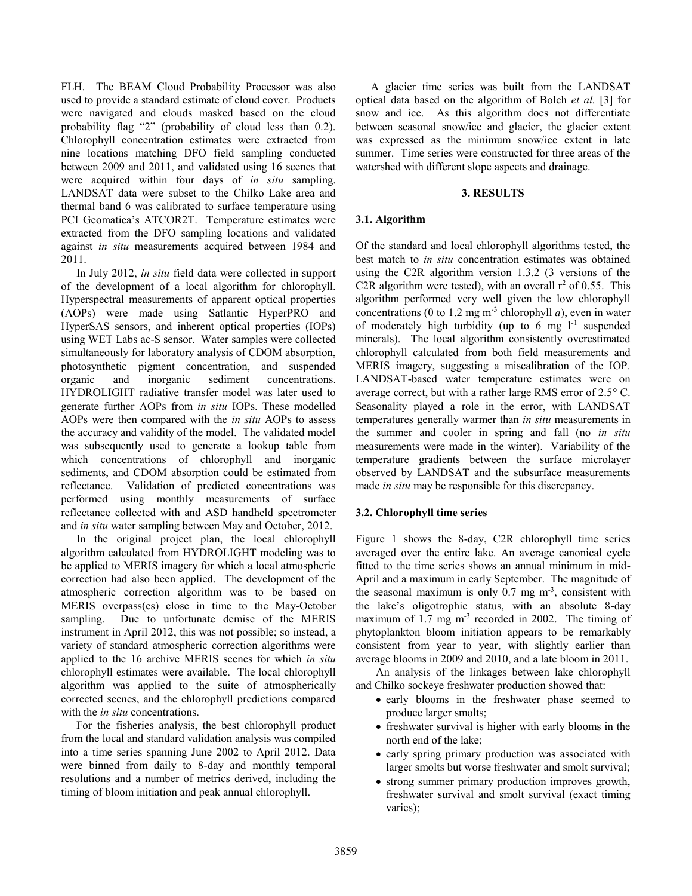FLH. The BEAM Cloud Probability Processor was also used to provide a standard estimate of cloud cover. Products were navigated and clouds masked based on the cloud probability flag "2" (probability of cloud less than 0.2). Chlorophyll concentration estimates were extracted from nine locations matching DFO field sampling conducted between 2009 and 2011, and validated using 16 scenes that were acquired within four days of *in situ* sampling. LANDSAT data were subset to the Chilko Lake area and thermal band 6 was calibrated to surface temperature using PCI Geomatica's ATCOR2T. Temperature estimates were extracted from the DFO sampling locations and validated against *in situ* measurements acquired between 1984 and 2011.

In July 2012, *in situ* field data were collected in support of the development of a local algorithm for chlorophyll. Hyperspectral measurements of apparent optical properties (AOPs) were made using Satlantic HyperPRO and HyperSAS sensors, and inherent optical properties (IOPs) using WET Labs ac-S sensor. Water samples were collected simultaneously for laboratory analysis of CDOM absorption, photosynthetic pigment concentration, and suspended organic and inorganic sediment concentrations. HYDROLIGHT radiative transfer model was later used to generate further AOPs from *in situ* IOPs. These modelled AOPs were then compared with the *in situ* AOPs to assess the accuracy and validity of the model. The validated model was subsequently used to generate a lookup table from which concentrations of chlorophyll and inorganic sediments, and CDOM absorption could be estimated from reflectance. Validation of predicted concentrations was performed using monthly measurements of surface reflectance collected with and ASD handheld spectrometer and *in situ* water sampling between May and October, 2012.

In the original project plan, the local chlorophyll algorithm calculated from HYDROLIGHT modeling was to be applied to MERIS imagery for which a local atmospheric correction had also been applied. The development of the atmospheric correction algorithm was to be based on MERIS overpass(es) close in time to the May-October sampling. Due to unfortunate demise of the MERIS instrument in April 2012, this was not possible; so instead, a variety of standard atmospheric correction algorithms were applied to the 16 archive MERIS scenes for which *in situ* chlorophyll estimates were available. The local chlorophyll algorithm was applied to the suite of atmospherically corrected scenes, and the chlorophyll predictions compared with the *in situ* concentrations.

For the fisheries analysis, the best chlorophyll product from the local and standard validation analysis was compiled into a time series spanning June 2002 to April 2012. Data were binned from daily to 8-day and monthly temporal resolutions and a number of metrics derived, including the timing of bloom initiation and peak annual chlorophyll.

A glacier time series was built from the LANDSAT optical data based on the algorithm of Bolch *et al.* [3] for snow and ice. As this algorithm does not differentiate between seasonal snow/ice and glacier, the glacier extent was expressed as the minimum snow/ice extent in late summer. Time series were constructed for three areas of the watershed with different slope aspects and drainage.

## 3. RESULTS

### 3.1. Algorithm

Of the standard and local chlorophyll algorithms tested, the best match to *in situ* concentration estimates was obtained using the C2R algorithm version 1.3.2 (3 versions of the C2R algorithm were tested), with an overall $r^2$ of 0.55. This algorithm performed very well given the low chlorophyll concentrations (0 to 1.2 mg $m^{-3}$ chlorophyll *a*), even in water of moderately high turbidity (up to 6 mg $l^{-1}$ suspended minerals). The local algorithm consistently overestimated chlorophyll calculated from both field measurements and MERIS imagery, suggesting a miscalibration of the IOP. LANDSAT-based water temperature estimates were on average correct, but with a rather large RMS error of 2.5° C. Seasonality played a role in the error, with LANDSAT temperatures generally warmer than *in situ* measurements in the summer and cooler in spring and fall (no *in situ* measurements were made in the winter). Variability of the temperature gradients between the surface microlayer observed by LANDSAT and the subsurface measurements made *in situ* may be responsible for this discrepancy.

### 3.2. Chlorophyll time series

Figure 1 shows the 8-day, C2R chlorophyll time series averaged over the entire lake. An average canonical cycle fitted to the time series shows an annual minimum in mid-April and a maximum in early September. The magnitude of the seasonal maximum is only 0.7 mg $m^{-3}$, consistent with the lake's oligotrophic status, with an absolute 8-day maximum of 1.7 mg $m^{-3}$ recorded in 2002. The timing of phytoplankton bloom initiation appears to be remarkably consistent from year to year, with slightly earlier than average blooms in 2009 and 2010, and a late bloom in 2011.

An analysis of the linkages between lake chlorophyll and Chilko sockeye freshwater production showed that:

- early blooms in the freshwater phase seemed to produce larger smolts;
- freshwater survival is higher with early blooms in the north end of the lake;
- early spring primary production was associated with larger smolts but worse freshwater and smolt survival;
- strong summer primary production improves growth, freshwater survival and smolt survival (exact timing varies);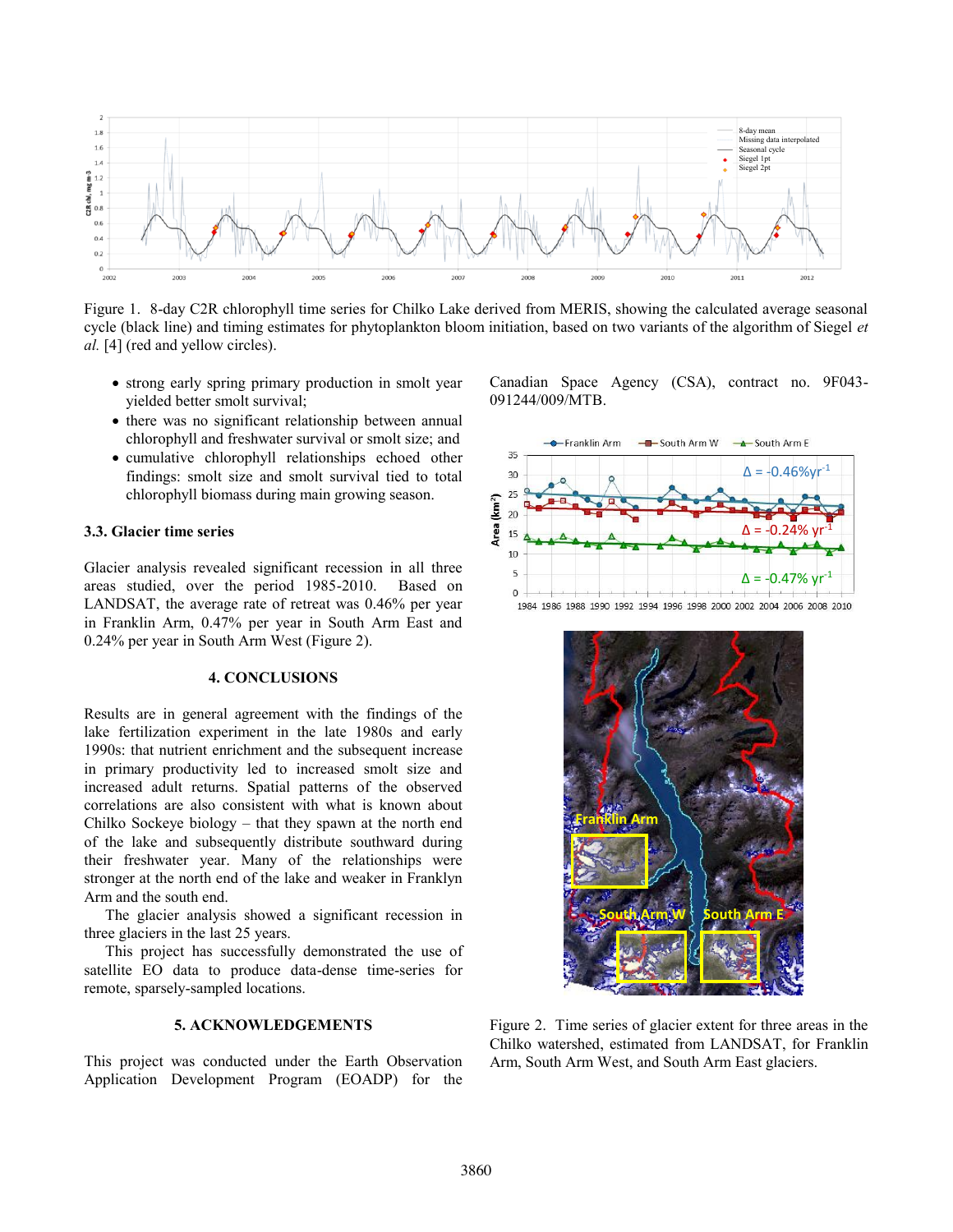Figure 1. 8-day C2R chlorophyll time series for Chilko Lake derived from MERIS, showing the calculated average seasonal cycle (black line) and timing estimates for phytoplankton bloom initiation, based on two variants of the algorithm of Siegel *et al.* [4] (red and yellow circles).

- strong early spring primary production in smolt year yielded better smolt survival;
- there was no significant relationship between annual chlorophyll and freshwater survival or smolt size; and
- cumulative chlorophyll relationships echoed other findings: smolt size and smolt survival tied to total chlorophyll biomass during main growing season.

### 3.3. Glacier time series

Glacier analysis revealed significant recession in all three areas studied, over the period 1985-2010. Based on LANDSAT, the average rate of retreat was 0.46% per year in Franklin Arm, 0.47% per year in South Arm East and 0.24% per year in South Arm West (Figure 2).

## 4. CONCLUSIONS

Results are in general agreement with the findings of the lake fertilization experiment in the late 1980s and early 1990s: that nutrient enrichment and the subsequent increase in primary productivity led to increased smolt size and increased adult returns. Spatial patterns of the observed correlations are also consistent with what is known about Chilko Sockeye biology – that they spawn at the north end of the lake and subsequently distribute southward during their freshwater year. Many of the relationships were stronger at the north end of the lake and weaker in Franklyn Arm and the south end.

The glacier analysis showed a significant recession in three glaciers in the last 25 years.

This project has successfully demonstrated the use of satellite EO data to produce data-dense time-series for remote, sparsely-sampled locations.

## 5. ACKNOWLEDGEMENTS

This project was conducted under the Earth Observation Application Development Program (EOADP) for the Canadian Space Agency (CSA), contract no. 9F043-091244/009/MTB.

Figure 2. Time series of glacier extent for three areas in the Chilko watershed, estimated from LANDSAT, for Franklin Arm, South Arm West, and South Arm East glaciers.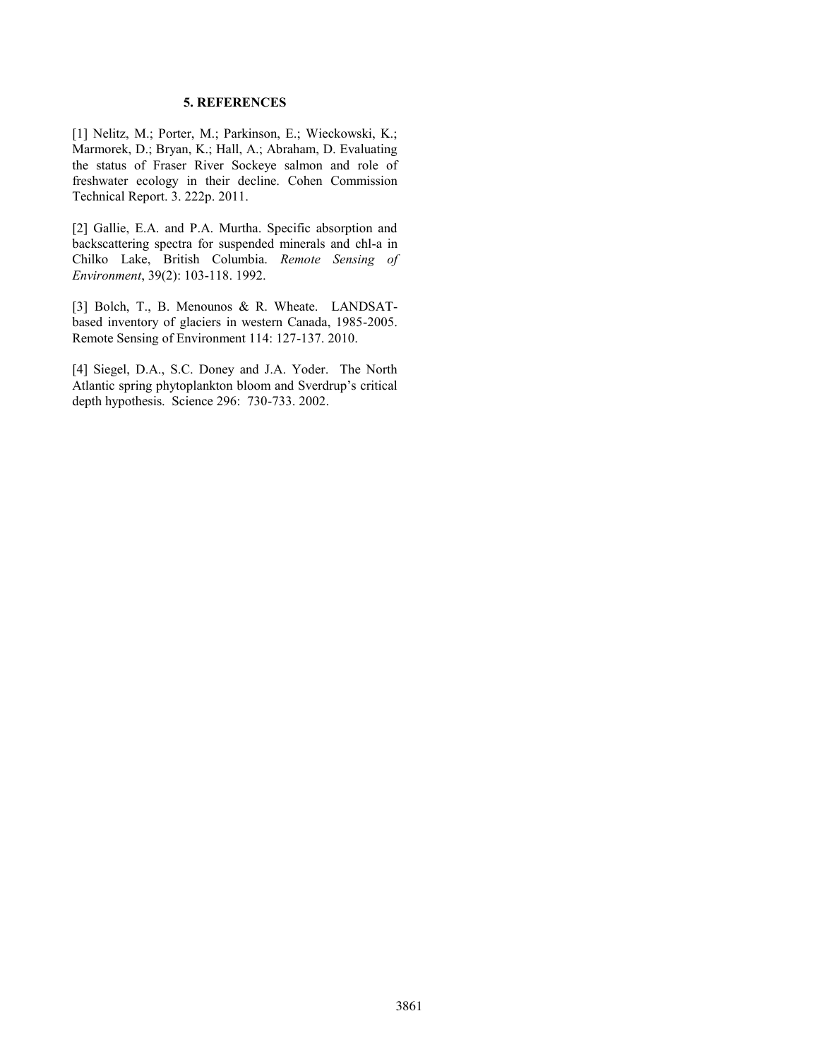## 5. REFERENCES

[1] Nelitz, M.; Porter, M.; Parkinson, E.; Wieckowski, K.; Marmorek, D.; Bryan, K.; Hall, A.; Abraham, D. Evaluating the status of Fraser River Sockeye salmon and role of freshwater ecology in their decline. Cohen Commission Technical Report. 3. 222p. 2011.

[2] Gallie, E.A. and P.A. Murtha. Specific absorption and backscattering spectra for suspended minerals and chl-a in Chilko Lake, British Columbia. *Remote Sensing of Environment*, 39(2): 103-118. 1992.

[3] Bolch, T., B. Menounos & R. Wheate. LANDSAT-based inventory of glaciers in western Canada, 1985-2005. Remote Sensing of Environment 114: 127-137. 2010.

[4] Siegel, D.A., S.C. Doney and J.A. Yoder. The North Atlantic spring phytoplankton bloom and Sverdrup's critical depth hypothesis. Science 296: 730-733. 2002.